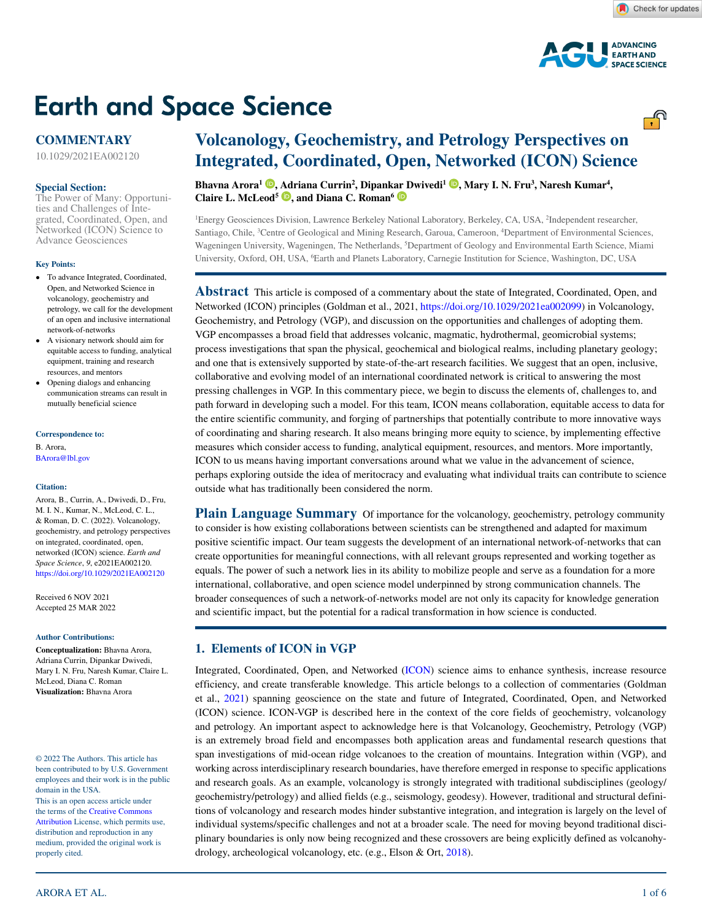# Earth and Space Science

**COMMENTARY**

10.1029/2021EA002120

**Special Section:**

The Power of Many: Opportunities and Challenges of Integrated, Coordinated, Open, and Networked (ICON) Science to Advance Geosciences

**Key Points:**

- To advance Integrated, Coordinated, Open, and Networked Science in volcanology, geochemistry and petrology, we call for the development of an open and inclusive international network-of-networks
- A visionary network should aim for equitable access to funding, analytical equipment, training and research resources, and mentors
- Opening dialogs and enhancing communication streams can result in mutually beneficial science

**Correspondence to:**

B. Arora,
BArora@lbl.gov

**Citation:**

Arora, B., Currin, A., Dwivedi, D., Fru, M. I. N., Kumar, N., McLeod, C. L., & Roman, D. C. (2022). Volcanology, geochemistry, and petrology perspectives on integrated, coordinated, open, networked (ICON) science. *Earth and Space Science*, *9*, e2021EA002120. https://doi.org/10.1029/2021EA002120

Received 6 NOV 2021
Accepted 25 MAR 2022

**Author Contributions:**

**Conceptualization:** Bhavna Arora, Adriana Currin, Dipankar Dwivedi, Mary I. N. Fru, Naresh Kumar, Claire L. McLeod, Diana C. Roman
**Visualization:** Bhavna Arora

© 2022 The Authors. This article has been contributed to by U.S. Government employees and their work is in the public domain in the USA.
This is an open access article under the terms of the Creative Commons Attribution License, which permits use, distribution and reproduction in any medium, provided the original work is properly cited.

# Volcanology, Geochemistry, and Petrology Perspectives on Integrated, Coordinated, Open, Networked (ICON) Science

**Bhavna Arora[1], Adriana Currin[2], Dipankar Dwivedi[1], Mary I. N. Fru[3], Naresh Kumar[4], Claire L. McLeod[5], and Diana C. Roman[6]**

[1]Energy Geosciences Division, Lawrence Berkeley National Laboratory, Berkeley, CA, USA, [2]Independent researcher, Santiago, Chile, [3]Centre of Geological and Mining Research, Garoua, Cameroon, [4]Department of Environmental Sciences, Wageningen University, Wageningen, The Netherlands, [5]Department of Geology and Environmental Earth Science, Miami University, Oxford, OH, USA, [6]Earth and Planets Laboratory, Carnegie Institution for Science, Washington, DC, USA

## Abstract

This article is composed of a commentary about the state of Integrated, Coordinated, Open, and Networked (ICON) principles (Goldman et al., 2021, https://doi.org/10.1029/2021ea002099) in Volcanology, Geochemistry, and Petrology (VGP), and discussion on the opportunities and challenges of adopting them. VGP encompasses a broad field that addresses volcanic, magmatic, hydrothermal, geomicrobial systems; process investigations that span the physical, geochemical and biological realms, including planetary geology; and one that is extensively supported by state-of-the-art research facilities. We suggest that an open, inclusive, collaborative and evolving model of an international coordinated network is critical to answering the most pressing challenges in VGP. In this commentary piece, we begin to discuss the elements of, challenges to, and path forward in developing such a model. For this team, ICON means collaboration, equitable access to data for the entire scientific community, and forging of partnerships that potentially contribute to more innovative ways of coordinating and sharing research. It also means bringing more equity to science, by implementing effective measures which consider access to funding, analytical equipment, resources, and mentors. More importantly, ICON to us means having important conversations around what we value in the advancement of science, perhaps exploring outside the idea of meritocracy and evaluating what individual traits can contribute to science outside what has traditionally been considered the norm.

## Plain Language Summary

Of importance for the volcanology, geochemistry, petrology community to consider is how existing collaborations between scientists can be strengthened and adapted for maximum positive scientific impact. Our team suggests the development of an international network-of-networks that can create opportunities for meaningful connections, with all relevant groups represented and working together as equals. The power of such a network lies in its ability to mobilize people and serve as a foundation for a more international, collaborative, and open science model underpinned by strong communication channels. The broader consequences of such a network-of-networks model are not only its capacity for knowledge generation and scientific impact, but the potential for a radical transformation in how science is conducted.

## 1. Elements of ICON in VGP

Integrated, Coordinated, Open, and Networked (ICON) science aims to enhance synthesis, increase resource efficiency, and create transferable knowledge. This article belongs to a collection of commentaries (Goldman et al., 2021) spanning geoscience on the state and future of Integrated, Coordinated, Open, and Networked (ICON) science. ICON-VGP is described here in the context of the core fields of geochemistry, volcanology and petrology. An important aspect to acknowledge here is that Volcanology, Geochemistry, Petrology (VGP) is an extremely broad field and encompasses both application areas and fundamental research questions that span investigations of mid-ocean ridge volcanoes to the creation of mountains. Integration within (VGP), and working across interdisciplinary research boundaries, have therefore emerged in response to specific applications and research goals. As an example, volcanology is strongly integrated with traditional subdisciplines (geology/geochemistry/petrology) and allied fields (e.g., seismology, geodesy). However, traditional and structural definitions of volcanology and research modes hinder substantive integration, and integration is largely on the level of individual systems/specific challenges and not at a broader scale. The need for moving beyond traditional disciplinary boundaries is only now being recognized and these crossovers are being explicitly defined as volcanohydrology, archeological volcanology, etc. (e.g., Elson & Ort, 2018).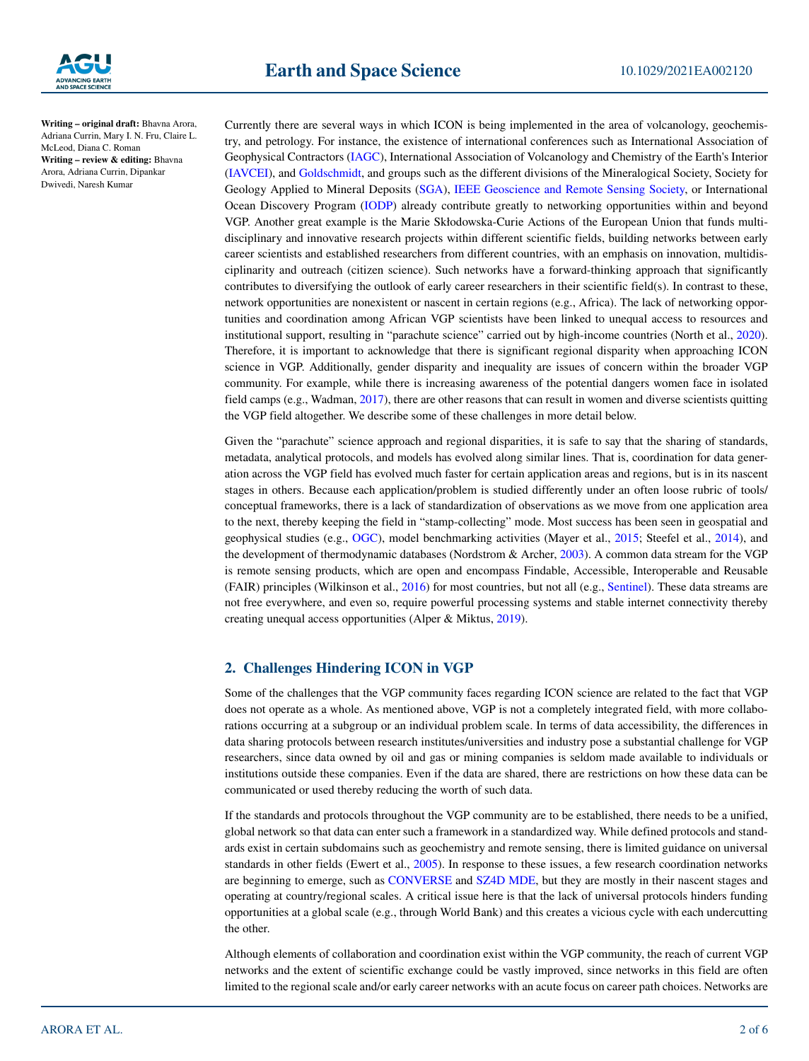**Writing – original draft:** Bhavna Arora, Adriana Currin, Mary I. N. Fru, Claire L. McLeod, Diana C. Roman
**Writing – review & editing:** Bhavna Arora, Adriana Currin, Dipankar Dwivedi, Naresh Kumar

Currently there are several ways in which ICON is being implemented in the area of volcanology, geochemistry, and petrology. For instance, the existence of international conferences such as International Association of Geophysical Contractors (IAGC), International Association of Volcanology and Chemistry of the Earth's Interior (IAVCEI), and Goldschmidt, and groups such as the different divisions of the Mineralogical Society, Society for Geology Applied to Mineral Deposits (SGA), IEEE Geoscience and Remote Sensing Society, or International Ocean Discovery Program (IODP) already contribute greatly to networking opportunities within and beyond VGP. Another great example is the Marie Skłodowska-Curie Actions of the European Union that funds multidisciplinary and innovative research projects within different scientific fields, building networks between early career scientists and established researchers from different countries, with an emphasis on innovation, multidisciplinarity and outreach (citizen science). Such networks have a forward-thinking approach that significantly contributes to diversifying the outlook of early career researchers in their scientific field(s). In contrast to these, network opportunities are nonexistent or nascent in certain regions (e.g., Africa). The lack of networking opportunities and coordination among African VGP scientists have been linked to unequal access to resources and institutional support, resulting in "parachute science" carried out by high-income countries (North et al., 2020). Therefore, it is important to acknowledge that there is significant regional disparity when approaching ICON science in VGP. Additionally, gender disparity and inequality are issues of concern within the broader VGP community. For example, while there is increasing awareness of the potential dangers women face in isolated field camps (e.g., Wadman, 2017), there are other reasons that can result in women and diverse scientists quitting the VGP field altogether. We describe some of these challenges in more detail below.

Given the "parachute" science approach and regional disparities, it is safe to say that the sharing of standards, metadata, analytical protocols, and models has evolved along similar lines. That is, coordination for data generation across the VGP field has evolved much faster for certain application areas and regions, but is in its nascent stages in others. Because each application/problem is studied differently under an often loose rubric of tools/conceptual frameworks, there is a lack of standardization of observations as we move from one application area to the next, thereby keeping the field in "stamp-collecting" mode. Most success has been seen in geospatial and geophysical studies (e.g., OGC), model benchmarking activities (Mayer et al., 2015; Steefel et al., 2014), and the development of thermodynamic databases (Nordstrom & Archer, 2003). A common data stream for the VGP is remote sensing products, which are open and encompass Findable, Accessible, Interoperable and Reusable (FAIR) principles (Wilkinson et al., 2016) for most countries, but not all (e.g., Sentinel). These data streams are not free everywhere, and even so, require powerful processing systems and stable internet connectivity thereby creating unequal access opportunities (Alper & Miktus, 2019).

## 2. Challenges Hindering ICON in VGP

Some of the challenges that the VGP community faces regarding ICON science are related to the fact that VGP does not operate as a whole. As mentioned above, VGP is not a completely integrated field, with more collaborations occurring at a subgroup or an individual problem scale. In terms of data accessibility, the differences in data sharing protocols between research institutes/universities and industry pose a substantial challenge for VGP researchers, since data owned by oil and gas or mining companies is seldom made available to individuals or institutions outside these companies. Even if the data are shared, there are restrictions on how these data can be communicated or used thereby reducing the worth of such data.

If the standards and protocols throughout the VGP community are to be established, there needs to be a unified, global network so that data can enter such a framework in a standardized way. While defined protocols and standards exist in certain subdomains such as geochemistry and remote sensing, there is limited guidance on universal standards in other fields (Ewert et al., 2005). In response to these issues, a few research coordination networks are beginning to emerge, such as CONVERSE and SZ4D MDE, but they are mostly in their nascent stages and operating at country/regional scales. A critical issue here is that the lack of universal protocols hinders funding opportunities at a global scale (e.g., through World Bank) and this creates a vicious cycle with each undercutting the other.

Although elements of collaboration and coordination exist within the VGP community, the reach of current VGP networks and the extent of scientific exchange could be vastly improved, since networks in this field are often limited to the regional scale and/or early career networks with an acute focus on career path choices. Networks are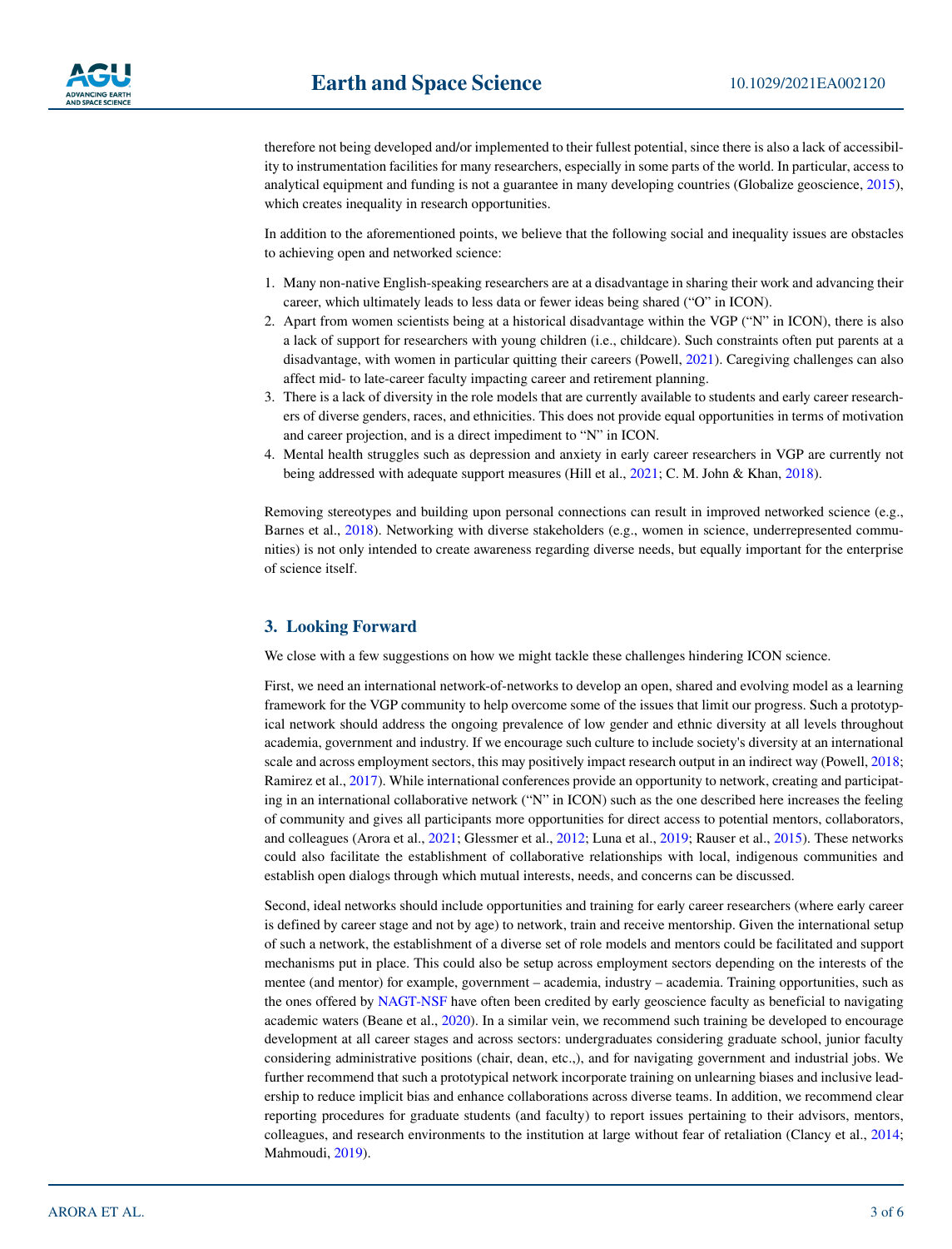therefore not being developed and/or implemented to their fullest potential, since there is also a lack of accessibility to instrumentation facilities for many researchers, especially in some parts of the world. In particular, access to analytical equipment and funding is not a guarantee in many developing countries (Globalize geoscience, 2015), which creates inequality in research opportunities.

In addition to the aforementioned points, we believe that the following social and inequality issues are obstacles to achieving open and networked science:

1. Many non-native English-speaking researchers are at a disadvantage in sharing their work and advancing their career, which ultimately leads to less data or fewer ideas being shared ("O" in ICON).
2. Apart from women scientists being at a historical disadvantage within the VGP ("N" in ICON), there is also a lack of support for researchers with young children (i.e., childcare). Such constraints often put parents at a disadvantage, with women in particular quitting their careers (Powell, 2021). Caregiving challenges can also affect mid- to late-career faculty impacting career and retirement planning.
3. There is a lack of diversity in the role models that are currently available to students and early career researchers of diverse genders, races, and ethnicities. This does not provide equal opportunities in terms of motivation and career projection, and is a direct impediment to "N" in ICON.
4. Mental health struggles such as depression and anxiety in early career researchers in VGP are currently not being addressed with adequate support measures (Hill et al., 2021; C. M. John & Khan, 2018).

Removing stereotypes and building upon personal connections can result in improved networked science (e.g., Barnes et al., 2018). Networking with diverse stakeholders (e.g., women in science, underrepresented communities) is not only intended to create awareness regarding diverse needs, but equally important for the enterprise of science itself.

## 3. Looking Forward

We close with a few suggestions on how we might tackle these challenges hindering ICON science.

First, we need an international network-of-networks to develop an open, shared and evolving model as a learning framework for the VGP community to help overcome some of the issues that limit our progress. Such a prototypical network should address the ongoing prevalence of low gender and ethnic diversity at all levels throughout academia, government and industry. If we encourage such culture to include society's diversity at an international scale and across employment sectors, this may positively impact research output in an indirect way (Powell, 2018; Ramirez et al., 2017). While international conferences provide an opportunity to network, creating and participating in an international collaborative network ("N" in ICON) such as the one described here increases the feeling of community and gives all participants more opportunities for direct access to potential mentors, collaborators, and colleagues (Arora et al., 2021; Glessmer et al., 2012; Luna et al., 2019; Rauser et al., 2015). These networks could also facilitate the establishment of collaborative relationships with local, indigenous communities and establish open dialogs through which mutual interests, needs, and concerns can be discussed.

Second, ideal networks should include opportunities and training for early career researchers (where early career is defined by career stage and not by age) to network, train and receive mentorship. Given the international setup of such a network, the establishment of a diverse set of role models and mentors could be facilitated and support mechanisms put in place. This could also be setup across employment sectors depending on the interests of the mentee (and mentor) for example, government – academia, industry – academia. Training opportunities, such as the ones offered by NAGT-NSF have often been credited by early geoscience faculty as beneficial to navigating academic waters (Beane et al., 2020). In a similar vein, we recommend such training be developed to encourage development at all career stages and across sectors: undergraduates considering graduate school, junior faculty considering administrative positions (chair, dean, etc.,), and for navigating government and industrial jobs. We further recommend that such a prototypical network incorporate training on unlearning biases and inclusive leadership to reduce implicit bias and enhance collaborations across diverse teams. In addition, we recommend clear reporting procedures for graduate students (and faculty) to report issues pertaining to their advisors, mentors, colleagues, and research environments to the institution at large without fear of retaliation (Clancy et al., 2014; Mahmoudi, 2019).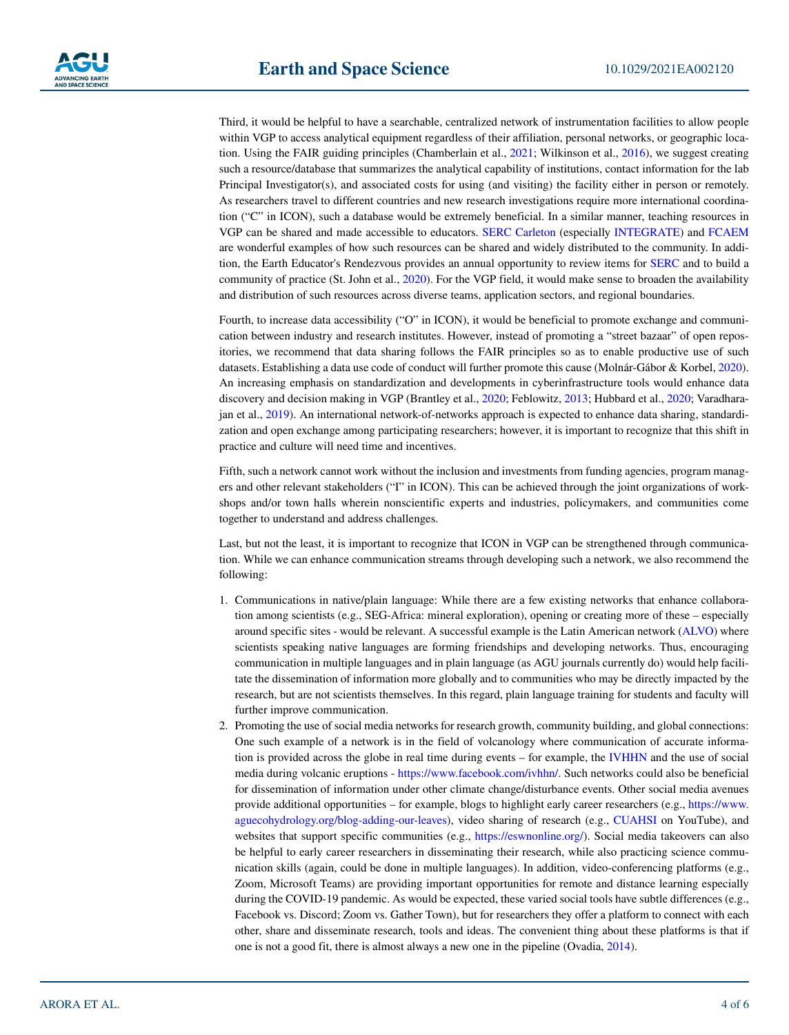Third, it would be helpful to have a searchable, centralized network of instrumentation facilities to allow people within VGP to access analytical equipment regardless of their affiliation, personal networks, or geographic location. Using the FAIR guiding principles (Chamberlain et al., 2021; Wilkinson et al., 2016), we suggest creating such a resource/database that summarizes the analytical capability of institutions, contact information for the lab Principal Investigator(s), and associated costs for using (and visiting) the facility either in person or remotely. As researchers travel to different countries and new research investigations require more international coordination ("C" in ICON), such a database would be extremely beneficial. In a similar manner, teaching resources in VGP can be shared and made accessible to educators. SERC Carleton (especially INTEGRATE) and FCAEM are wonderful examples of how such resources can be shared and widely distributed to the community. In addition, the Earth Educator's Rendezvous provides an annual opportunity to review items for SERC and to build a community of practice (St. John et al., 2020). For the VGP field, it would make sense to broaden the availability and distribution of such resources across diverse teams, application sectors, and regional boundaries.

Fourth, to increase data accessibility ("O" in ICON), it would be beneficial to promote exchange and communication between industry and research institutes. However, instead of promoting a "street bazaar" of open repositories, we recommend that data sharing follows the FAIR principles so as to enable productive use of such datasets. Establishing a data use code of conduct will further promote this cause (Molnár-Gábor & Korbel, 2020). An increasing emphasis on standardization and developments in cyberinfrastructure tools would enhance data discovery and decision making in VGP (Brantley et al., 2020; Feblowitz, 2013; Hubbard et al., 2020; Varadharajan et al., 2019). An international network-of-networks approach is expected to enhance data sharing, standardization and open exchange among participating researchers; however, it is important to recognize that this shift in practice and culture will need time and incentives.

Fifth, such a network cannot work without the inclusion and investments from funding agencies, program managers and other relevant stakeholders ("I" in ICON). This can be achieved through the joint organizations of workshops and/or town halls wherein nonscientific experts and industries, policymakers, and communities come together to understand and address challenges.

Last, but not the least, it is important to recognize that ICON in VGP can be strengthened through communication. While we can enhance communication streams through developing such a network, we also recommend the following:

1. Communications in native/plain language: While there are a few existing networks that enhance collaboration among scientists (e.g., SEG-Africa: mineral exploration), opening or creating more of these – especially around specific sites - would be relevant. A successful example is the Latin American network (ALVO) where scientists speaking native languages are forming friendships and developing networks. Thus, encouraging communication in multiple languages and in plain language (as AGU journals currently do) would help facilitate the dissemination of information more globally and to communities who may be directly impacted by the research, but are not scientists themselves. In this regard, plain language training for students and faculty will further improve communication.
2. Promoting the use of social media networks for research growth, community building, and global connections: One such example of a network is in the field of volcanology where communication of accurate information is provided across the globe in real time during events – for example, the IVHHN and the use of social media during volcanic eruptions - https://www.facebook.com/ivhhn/. Such networks could also be beneficial for dissemination of information under other climate change/disturbance events. Other social media avenues provide additional opportunities – for example, blogs to highlight early career researchers (e.g., https://www.aguecohydrology.org/blog-adding-our-leaves), video sharing of research (e.g., CUAHSI on YouTube), and websites that support specific communities (e.g., https://eswnonline.org/). Social media takeovers can also be helpful to early career researchers in disseminating their research, while also practicing science communication skills (again, could be done in multiple languages). In addition, video-conferencing platforms (e.g., Zoom, Microsoft Teams) are providing important opportunities for remote and distance learning especially during the COVID-19 pandemic. As would be expected, these varied social tools have subtle differences (e.g., Facebook vs. Discord; Zoom vs. Gather Town), but for researchers they offer a platform to connect with each other, share and disseminate research, tools and ideas. The convenient thing about these platforms is that if one is not a good fit, there is almost always a new one in the pipeline (Ovadia, 2014).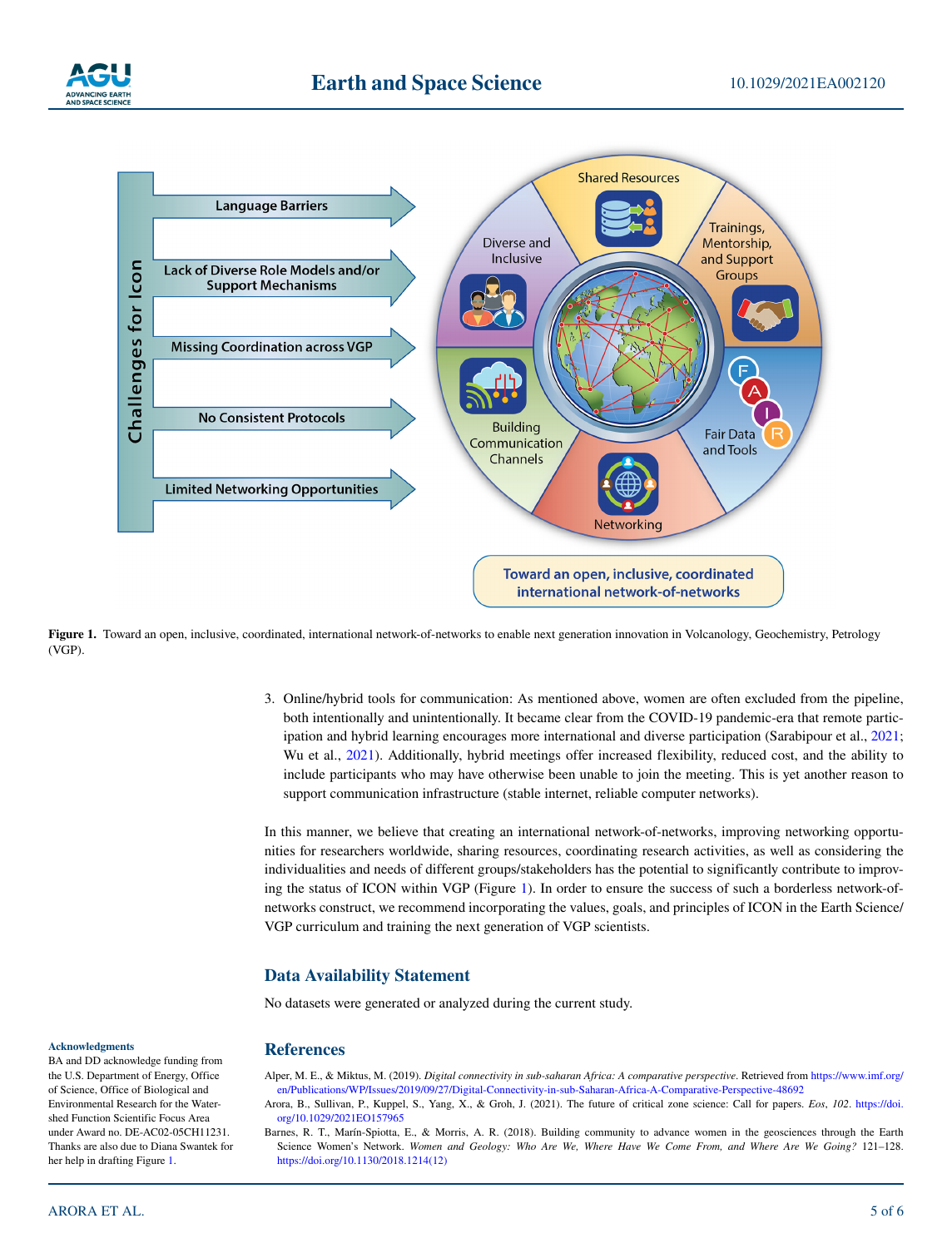Challenges for Icon

Language Barriers

Lack of Diverse Role Models and/or Support Mechanisms

Missing Coordination across VGP

No Consistent Protocols

Limited Networking Opportunities

Shared Resources

Trainings, Mentorship, and Support Groups

Fair Data and Tools

F A I R

Networking

Building Communication Channels

Diverse and Inclusive

Toward an open, inclusive, coordinated international network-of-networks

**Figure 1.** Toward an open, inclusive, coordinated, international network-of-networks to enable next generation innovation in Volcanology, Geochemistry, Petrology (VGP).

3. Online/hybrid tools for communication: As mentioned above, women are often excluded from the pipeline, both intentionally and unintentionally. It became clear from the COVID-19 pandemic-era that remote participation and hybrid learning encourages more international and diverse participation (Sarabipour et al., 2021; Wu et al., 2021). Additionally, hybrid meetings offer increased flexibility, reduced cost, and the ability to include participants who may have otherwise been unable to join the meeting. This is yet another reason to support communication infrastructure (stable internet, reliable computer networks).

In this manner, we believe that creating an international network-of-networks, improving networking opportunities for researchers worldwide, sharing resources, coordinating research activities, as well as considering the individualities and needs of different groups/stakeholders has the potential to significantly contribute to improving the status of ICON within VGP (Figure 1). In order to ensure the success of such a borderless network-of-networks construct, we recommend incorporating the values, goals, and principles of ICON in the Earth Science/VGP curriculum and training the next generation of VGP scientists.

## Data Availability Statement

No datasets were generated or analyzed during the current study.

#### Acknowledgments

BA and DD acknowledge funding from the U.S. Department of Energy, Office of Science, Office of Biological and Environmental Research for the Watershed Function Scientific Focus Area under Award no. DE-AC02-05CH11231. Thanks are also due to Diana Swantek for her help in drafting Figure 1.

## References

Alper, M. E., & Miktus, M. (2019). *Digital connectivity in sub-saharan Africa: A comparative perspective*. Retrieved from https://www.imf.org/en/Publications/WP/Issues/2019/09/27/Digital-Connectivity-in-sub-Saharan-Africa-A-Comparative-Perspective-48692

Arora, B., Sullivan, P., Kuppel, S., Yang, X., & Groh, J. (2021). The future of critical zone science: Call for papers. *Eos*, *102*. https://doi.org/10.1029/2021EO157965

Barnes, R. T., Marín-Spiotta, E., & Morris, A. R. (2018). Building community to advance women in the geosciences through the Earth Science Women's Network. *Women and Geology: Who Are We, Where Have We Come From, and Where Are We Going?* 121–128. https://doi.org/10.1130/2018.1214(12)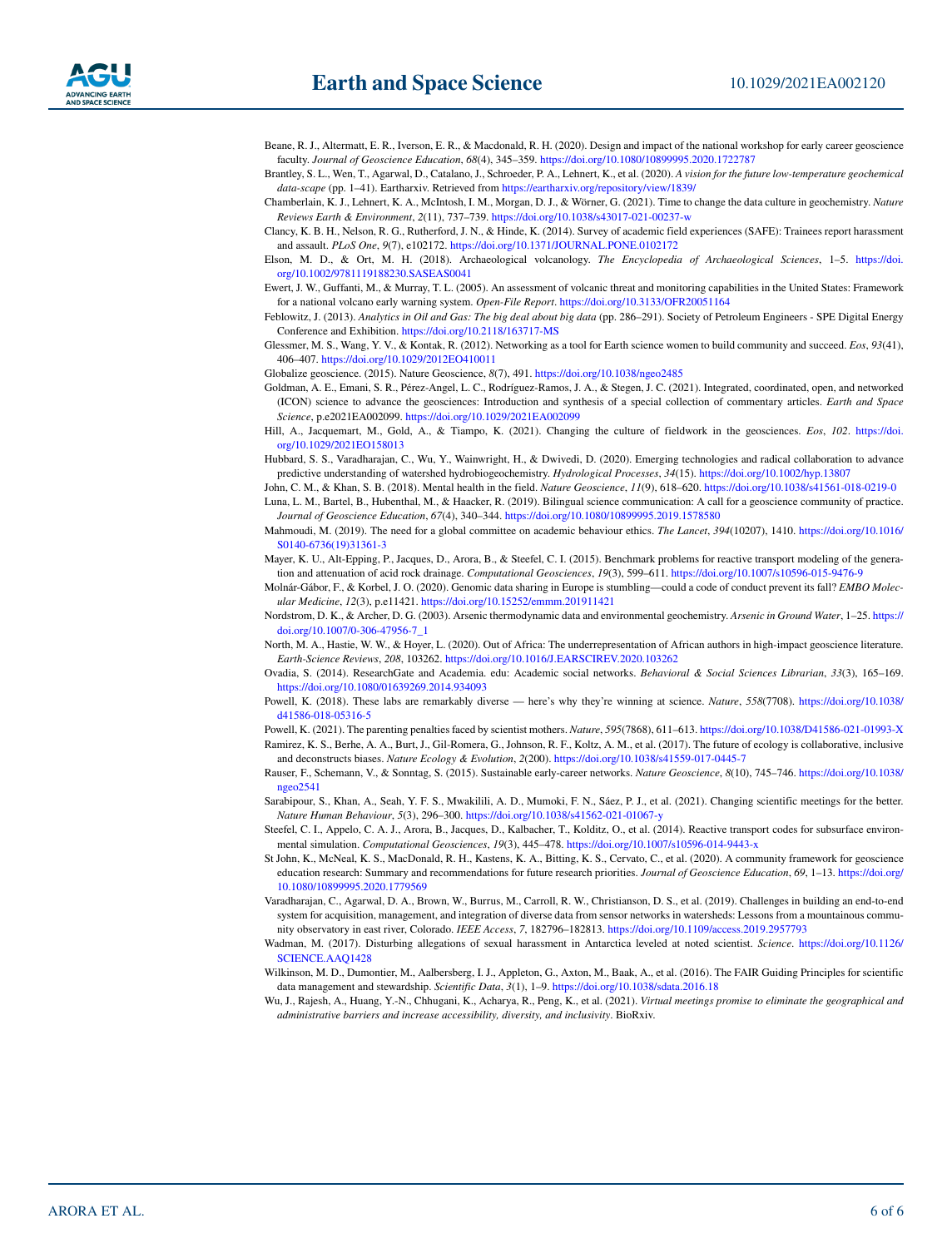Beane, R. J., Altermatt, E. R., Iverson, E. R., & Macdonald, R. H. (2020). Design and impact of the national workshop for early career geoscience faculty. *Journal of Geoscience Education*, *68*(4), 345–359. https://doi.org/10.1080/10899995.2020.1722787

Brantley, S. L., Wen, T., Agarwal, D., Catalano, J., Schroeder, P. A., Lehnert, K., et al. (2020). *A vision for the future low-temperature geochemical data-scape* (pp. 1–41). Eartharxiv. Retrieved from https://eartharxiv.org/repository/view/1839/

Chamberlain, K. J., Lehnert, K. A., McIntosh, I. M., Morgan, D. J., & Wörner, G. (2021). Time to change the data culture in geochemistry. *Nature Reviews Earth & Environment*, *2*(11), 737–739. https://doi.org/10.1038/s43017-021-00237-w

Clancy, K. B. H., Nelson, R. G., Rutherford, J. N., & Hinde, K. (2014). Survey of academic field experiences (SAFE): Trainees report harassment and assault. *PLoS One*, *9*(7), e102172. https://doi.org/10.1371/JOURNAL.PONE.0102172

Elson, M. D., & Ort, M. H. (2018). Archaeological volcanology. *The Encyclopedia of Archaeological Sciences*, 1–5. https://doi.org/10.1002/9781119188230.SASEAS0041

Ewert, J. W., Guffanti, M., & Murray, T. L. (2005). An assessment of volcanic threat and monitoring capabilities in the United States: Framework for a national volcano early warning system. *Open-File Report*. https://doi.org/10.3133/OFR20051164

Feblowitz, J. (2013). *Analytics in Oil and Gas: The big deal about big data* (pp. 286–291). Society of Petroleum Engineers - SPE Digital Energy Conference and Exhibition. https://doi.org/10.2118/163717-MS

Glessmer, M. S., Wang, Y. V., & Kontak, R. (2012). Networking as a tool for Earth science women to build community and succeed. *Eos*, *93*(41), 406–407. https://doi.org/10.1029/2012EO410011

Globalize geoscience. (2015). Nature Geoscience, *8*(7), 491. https://doi.org/10.1038/ngeo2485

Goldman, A. E., Emani, S. R., Pérez-Angel, L. C., Rodríguez-Ramos, J. A., & Stegen, J. C. (2021). Integrated, coordinated, open, and networked (ICON) science to advance the geosciences: Introduction and synthesis of a special collection of commentary articles. *Earth and Space Science*, p.e2021EA002099. https://doi.org/10.1029/2021EA002099

Hill, A., Jacquemart, M., Gold, A., & Tiampo, K. (2021). Changing the culture of fieldwork in the geosciences. *Eos*, *102*. https://doi.org/10.1029/2021EO158013

Hubbard, S. S., Varadharajan, C., Wu, Y., Wainwright, H., & Dwivedi, D. (2020). Emerging technologies and radical collaboration to advance predictive understanding of watershed hydrobiogeochemistry. *Hydrological Processes*, *34*(15). https://doi.org/10.1002/hyp.13807

John, C. M., & Khan, S. B. (2018). Mental health in the field. *Nature Geoscience*, *11*(9), 618–620. https://doi.org/10.1038/s41561-018-0219-0

Luna, L. M., Bartel, B., Hubenthal, M., & Haacker, R. (2019). Bilingual science communication: A call for a geoscience community of practice. *Journal of Geoscience Education*, *67*(4), 340–344. https://doi.org/10.1080/10899995.2019.1578580

Mahmoudi, M. (2019). The need for a global committee on academic behaviour ethics. *The Lancet*, *394*(10207), 1410. https://doi.org/10.1016/S0140-6736(19)31361-3

Mayer, K. U., Alt-Epping, P., Jacques, D., Arora, B., & Steefel, C. I. (2015). Benchmark problems for reactive transport modeling of the generation and attenuation of acid rock drainage. *Computational Geosciences*, *19*(3), 599–611. https://doi.org/10.1007/s10596-015-9476-9

Molnár-Gábor, F., & Korbel, J. O. (2020). Genomic data sharing in Europe is stumbling—could a code of conduct prevent its fall? *EMBO Molecular Medicine*, *12*(3), p.e11421. https://doi.org/10.15252/emmm.201911421

Nordstrom, D. K., & Archer, D. G. (2003). Arsenic thermodynamic data and environmental geochemistry. *Arsenic in Ground Water*, 1–25. https://doi.org/10.1007/0-306-47956-7_1

North, M. A., Hastie, W. W., & Hoyer, L. (2020). Out of Africa: The underrepresentation of African authors in high-impact geoscience literature. *Earth-Science Reviews*, *208*, 103262. https://doi.org/10.1016/J.EARSCIREV.2020.103262

Ovadia, S. (2014). ResearchGate and Academia. edu: Academic social networks. *Behavioral & Social Sciences Librarian*, *33*(3), 165–169. https://doi.org/10.1080/01639269.2014.934093

Powell, K. (2018). These labs are remarkably diverse — here's why they're winning at science. *Nature*, *558*(7708). https://doi.org/10.1038/d41586-018-05316-5

Powell, K. (2021). The parenting penalties faced by scientist mothers. *Nature*, *595*(7868), 611–613. https://doi.org/10.1038/D41586-021-01993-X

Ramirez, K. S., Berhe, A. A., Burt, J., Gil-Romera, G., Johnson, R. F., Koltz, A. M., et al. (2017). The future of ecology is collaborative, inclusive and deconstructs biases. *Nature Ecology & Evolution*, *2*(200). https://doi.org/10.1038/s41559-017-0445-7

Rauser, F., Schemann, V., & Sonntag, S. (2015). Sustainable early-career networks. *Nature Geoscience*, *8*(10), 745–746. https://doi.org/10.1038/ngeo2541

Sarabipour, S., Khan, A., Seah, Y. F. S., Mwakilili, A. D., Mumoki, F. N., Sáez, P. J., et al. (2021). Changing scientific meetings for the better. *Nature Human Behaviour*, *5*(3), 296–300. https://doi.org/10.1038/s41562-021-01067-y

Steefel, C. I., Appelo, C. A. J., Arora, B., Jacques, D., Kalbacher, T., Kolditz, O., et al. (2014). Reactive transport codes for subsurface environmental simulation. *Computational Geosciences*, *19*(3), 445–478. https://doi.org/10.1007/s10596-014-9443-x

St John, K., McNeal, K. S., MacDonald, R. H., Kastens, K. A., Bitting, K. S., Cervato, C., et al. (2020). A community framework for geoscience education research: Summary and recommendations for future research priorities. *Journal of Geoscience Education*, *69*, 1–13. https://doi.org/10.1080/10899995.2020.1779569

Varadharajan, C., Agarwal, D. A., Brown, W., Burrus, M., Carroll, R. W., Christianson, D. S., et al. (2019). Challenges in building an end-to-end system for acquisition, management, and integration of diverse data from sensor networks in watersheds: Lessons from a mountainous community observatory in east river, Colorado. *IEEE Access*, *7*, 182796–182813. https://doi.org/10.1109/access.2019.2957793

Wadman, M. (2017). Disturbing allegations of sexual harassment in Antarctica leveled at noted scientist. *Science*. https://doi.org/10.1126/SCIENCE.AAQ1428

Wilkinson, M. D., Dumontier, M., Aalbersberg, I. J., Appleton, G., Axton, M., Baak, A., et al. (2016). The FAIR Guiding Principles for scientific data management and stewardship. *Scientific Data*, *3*(1), 1–9. https://doi.org/10.1038/sdata.2016.18

Wu, J., Rajesh, A., Huang, Y.-N., Chhugani, K., Acharya, R., Peng, K., et al. (2021). *Virtual meetings promise to eliminate the geographical and administrative barriers and increase accessibility, diversity, and inclusivity*. BioRxiv.